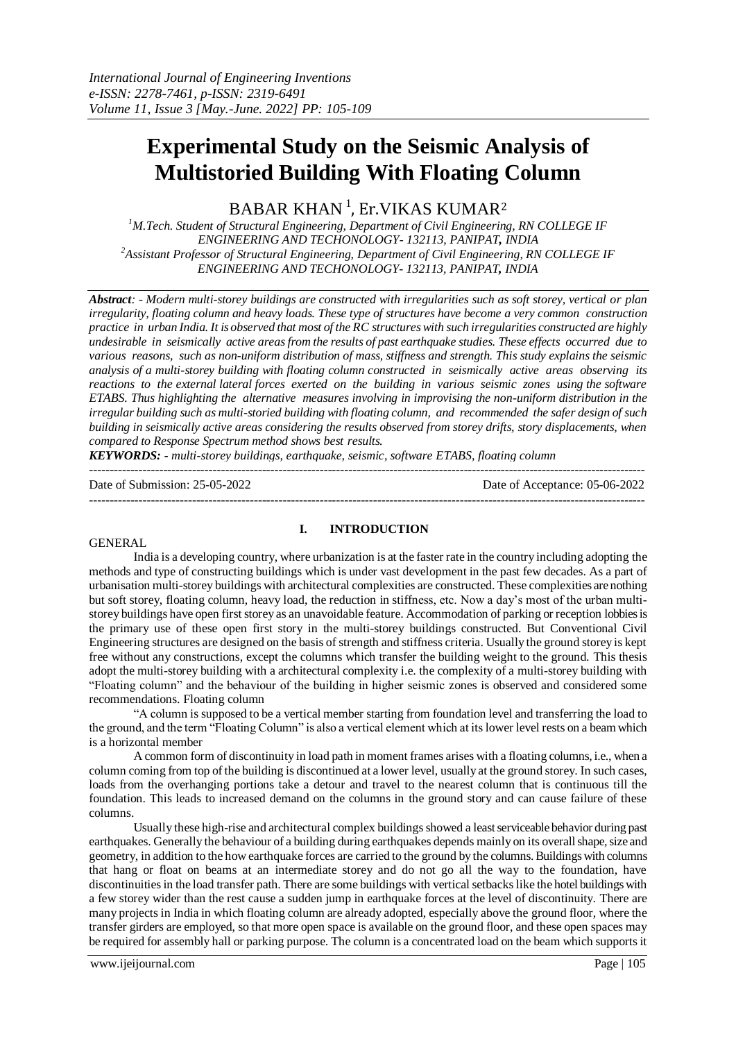# Experimental Study on the Seismic Analysis of Multistoried Building With Floating Column

BABAR KHAN [1], Er.VIKAS KUMAR[2]

[1]M.Tech. Student of Structural Engineering, Department of Civil Engineering, RN COLLEGE IF ENGINEERING AND TECHONOLOGY- 132113, PANIPAT, INDIA
[2]Assistant Professor of Structural Engineering, Department of Civil Engineering, RN COLLEGE IF ENGINEERING AND TECHONOLOGY- 132113, PANIPAT, INDIA

***Abstract**: - Modern multi-storey buildings are constructed with irregularities such as soft storey, vertical or plan irregularity, floating column and heavy loads. These type of structures have become a very common construction practice in urban India. It is observed that most of the RC structures with such irregularities constructed are highly undesirable in seismically active areas from the results of past earthquake studies. These effects occurred due to various reasons, such as non-uniform distribution of mass, stiffness and strength. This study explains the seismic analysis of a multi-storey building with floating column constructed in seismically active areas observing its reactions to the external lateral forces exerted on the building in various seismic zones using the software ETABS. Thus highlighting the alternative measures involving in improvising the non-uniform distribution in the irregular building such as multi-storied building with floating column, and recommended the safer design of such building in seismically active areas considering the results observed from storey drifts, story displacements, when compared to Response Spectrum method shows best results.*

***KEYWORDS: -** multi-storey buildings, earthquake, seismic, software ETABS, floating column*

Date of Submission: 25-05-2022 Date of Acceptance: 05-06-2022

## I. INTRODUCTION

GENERAL

India is a developing country, where urbanization is at the faster rate in the country including adopting the methods and type of constructing buildings which is under vast development in the past few decades. As a part of urbanisation multi-storey buildings with architectural complexities are constructed. These complexities are nothing but soft storey, floating column, heavy load, the reduction in stiffness, etc. Now a day's most of the urban multi-storey buildings have open first storey as an unavoidable feature. Accommodation of parking or reception lobbies is the primary use of these open first story in the multi-storey buildings constructed. But Conventional Civil Engineering structures are designed on the basis of strength and stiffness criteria. Usually the ground storey is kept free without any constructions, except the columns which transfer the building weight to the ground. This thesis adopt the multi-storey building with a architectural complexity i.e. the complexity of a multi-storey building with "Floating column" and the behaviour of the building in higher seismic zones is observed and considered some recommendations. Floating column

"A column is supposed to be a vertical member starting from foundation level and transferring the load to the ground, and the term "Floating Column" is also a vertical element which at its lower level rests on a beam which is a horizontal member

A common form of discontinuity in load path in moment frames arises with a floating columns, i.e., when a column coming from top of the building is discontinued at a lower level, usually at the ground storey. In such cases, loads from the overhanging portions take a detour and travel to the nearest column that is continuous till the foundation. This leads to increased demand on the columns in the ground story and can cause failure of these columns.

Usually these high-rise and architectural complex buildings showed a least serviceable behavior during past earthquakes. Generally the behaviour of a building during earthquakes depends mainly on its overall shape, size and geometry, in addition to the how earthquake forces are carried to the ground by the columns. Buildings with columns that hang or float on beams at an intermediate storey and do not go all the way to the foundation, have discontinuities in the load transfer path. There are some buildings with vertical setbacks like the hotel buildings with a few storey wider than the rest cause a sudden jump in earthquake forces at the level of discontinuity. There are many projects in India in which floating column are already adopted, especially above the ground floor, where the transfer girders are employed, so that more open space is available on the ground floor, and these open spaces may be required for assembly hall or parking purpose. The column is a concentrated load on the beam which supports it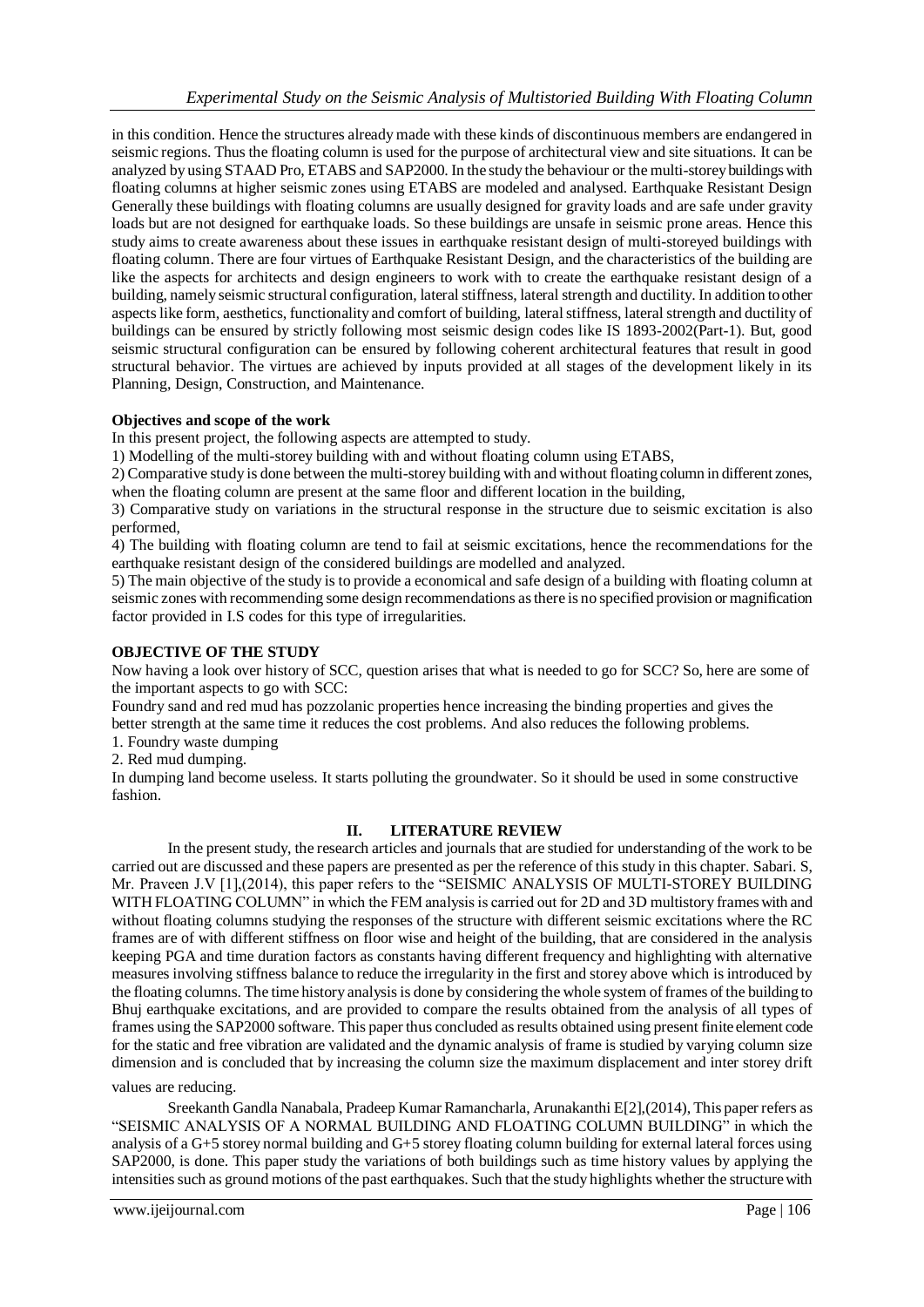in this condition. Hence the structures already made with these kinds of discontinuous members are endangered in seismic regions. Thus the floating column is used for the purpose of architectural view and site situations. It can be analyzed by using STAAD Pro, ETABS and SAP2000. In the study the behaviour or the multi-storey buildings with floating columns at higher seismic zones using ETABS are modeled and analysed. Earthquake Resistant Design Generally these buildings with floating columns are usually designed for gravity loads and are safe under gravity loads but are not designed for earthquake loads. So these buildings are unsafe in seismic prone areas. Hence this study aims to create awareness about these issues in earthquake resistant design of multi-storeyed buildings with floating column. There are four virtues of Earthquake Resistant Design, and the characteristics of the building are like the aspects for architects and design engineers to work with to create the earthquake resistant design of a building, namely seismic structural configuration, lateral stiffness, lateral strength and ductility. In addition to other aspects like form, aesthetics, functionality and comfort of building, lateral stiffness, lateral strength and ductility of buildings can be ensured by strictly following most seismic design codes like IS 1893-2002(Part-1). But, good seismic structural configuration can be ensured by following coherent architectural features that result in good structural behavior. The virtues are achieved by inputs provided at all stages of the development likely in its Planning, Design, Construction, and Maintenance.

**Objectives and scope of the work**

In this present project, the following aspects are attempted to study.

1) Modelling of the multi-storey building with and without floating column using ETABS,

2) Comparative study is done between the multi-storey building with and without floating column in different zones, when the floating column are present at the same floor and different location in the building,

3) Comparative study on variations in the structural response in the structure due to seismic excitation is also performed,

4) The building with floating column are tend to fail at seismic excitations, hence the recommendations for the earthquake resistant design of the considered buildings are modelled and analyzed.

5) The main objective of the study is to provide a economical and safe design of a building with floating column at seismic zones with recommending some design recommendations as there is no specified provision or magnification factor provided in I.S codes for this type of irregularities.

**OBJECTIVE OF THE STUDY**

Now having a look over history of SCC, question arises that what is needed to go for SCC? So, here are some of the important aspects to go with SCC:

Foundry sand and red mud has pozzolanic properties hence increasing the binding properties and gives the better strength at the same time it reduces the cost problems. And also reduces the following problems.

1. Foundry waste dumping
2. Red mud dumping.

In dumping land become useless. It starts polluting the groundwater. So it should be used in some constructive fashion.

## II. LITERATURE REVIEW

In the present study, the research articles and journals that are studied for understanding of the work to be carried out are discussed and these papers are presented as per the reference of this study in this chapter. Sabari. S, Mr. Praveen J.V [1],(2014), this paper refers to the "SEISMIC ANALYSIS OF MULTI-STOREY BUILDING WITH FLOATING COLUMN" in which the FEM analysis is carried out for 2D and 3D multistory frames with and without floating columns studying the responses of the structure with different seismic excitations where the RC frames are of with different stiffness on floor wise and height of the building, that are considered in the analysis keeping PGA and time duration factors as constants having different frequency and highlighting with alternative measures involving stiffness balance to reduce the irregularity in the first and storey above which is introduced by the floating columns. The time history analysis is done by considering the whole system of frames of the building to Bhuj earthquake excitations, and are provided to compare the results obtained from the analysis of all types of frames using the SAP2000 software. This paper thus concluded as results obtained using present finite element code for the static and free vibration are validated and the dynamic analysis of frame is studied by varying column size dimension and is concluded that by increasing the column size the maximum displacement and inter storey drift values are reducing.

Sreekanth Gandla Nanabala, Pradeep Kumar Ramancharla, Arunakanthi E[2],(2014), This paper refers as "SEISMIC ANALYSIS OF A NORMAL BUILDING AND FLOATING COLUMN BUILDING" in which the analysis of a G+5 storey normal building and G+5 storey floating column building for external lateral forces using SAP2000, is done. This paper study the variations of both buildings such as time history values by applying the intensities such as ground motions of the past earthquakes. Such that the study highlights whether the structure with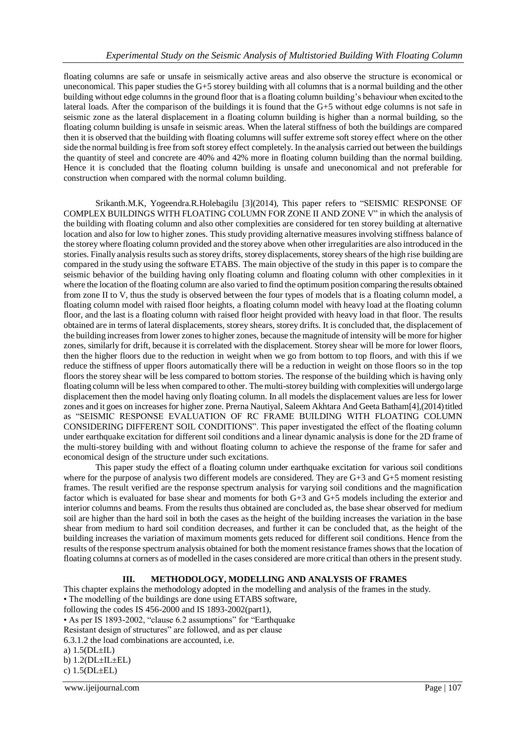floating columns are safe or unsafe in seismically active areas and also observe the structure is economical or uneconomical. This paper studies the G+5 storey building with all columns that is a normal building and the other building without edge columns in the ground floor that is a floating column building's behaviour when excited to the lateral loads. After the comparison of the buildings it is found that the G+5 without edge columns is not safe in seismic zone as the lateral displacement in a floating column building is higher than a normal building, so the floating column building is unsafe in seismic areas. When the lateral stiffness of both the buildings are compared then it is observed that the building with floating columns will suffer extreme soft storey effect where on the other side the normal building is free from soft storey effect completely. In the analysis carried out between the buildings the quantity of steel and concrete are 40% and 42% more in floating column building than the normal building. Hence it is concluded that the floating column building is unsafe and uneconomical and not preferable for construction when compared with the normal column building.

Srikanth.M.K, Yogeendra.R.Holebagilu [3](2014), This paper refers to "SEISMIC RESPONSE OF COMPLEX BUILDINGS WITH FLOATING COLUMN FOR ZONE II AND ZONE V" in which the analysis of the building with floating column and also other complexities are considered for ten storey building at alternative location and also for low to higher zones. This study providing alternative measures involving stiffness balance of the storey where floating column provided and the storey above when other irregularities are also introduced in the stories. Finally analysis results such as storey drifts, storey displacements, storey shears of the high rise building are compared in the study using the software ETABS. The main objective of the study in this paper is to compare the seismic behavior of the building having only floating column and floating column with other complexities in it where the location of the floating column are also varied to find the optimum position comparing the results obtained from zone II to V, thus the study is observed between the four types of models that is a floating column model, a floating column model with raised floor heights, a floating column model with heavy load at the floating column floor, and the last is a floating column with raised floor height provided with heavy load in that floor. The results obtained are in terms of lateral displacements, storey shears, storey drifts. It is concluded that, the displacement of the building increases from lower zones to higher zones, because the magnitude of intensity will be more for higher zones, similarly for drift, because it is correlated with the displacement. Storey shear will be more for lower floors, then the higher floors due to the reduction in weight when we go from bottom to top floors, and with this if we reduce the stiffness of upper floors automatically there will be a reduction in weight on those floors so in the top floors the storey shear will be less compared to bottom stories. The response of the building which is having only floating column will be less when compared to other. The multi-storey building with complexities will undergo large displacement then the model having only floating column. In all models the displacement values are less for lower zones and it goes on increases for higher zone. Prerna Nautiyal, Saleem Akhtara And Geeta Batham[4],(2014) titled as "SEISMIC RESPONSE EVALUATION OF RC FRAME BUILDING WITH FLOATING COLUMN CONSIDERING DIFFERENT SOIL CONDITIONS". This paper investigated the effect of the floating column under earthquake excitation for different soil conditions and a linear dynamic analysis is done for the 2D frame of the multi-storey building with and without floating column to achieve the response of the frame for safer and economical design of the structure under such excitations.

This paper study the effect of a floating column under earthquake excitation for various soil conditions where for the purpose of analysis two different models are considered. They are G+3 and G+5 moment resisting frames. The result verified are the response spectrum analysis for varying soil conditions and the magnification factor which is evaluated for base shear and moments for both G+3 and G+5 models including the exterior and interior columns and beams. From the results thus obtained are concluded as, the base shear observed for medium soil are higher than the hard soil in both the cases as the height of the building increases the variation in the base shear from medium to hard soil condition decreases, and further it can be concluded that, as the height of the building increases the variation of maximum moments gets reduced for different soil conditions. Hence from the results of the response spectrum analysis obtained for both the moment resistance frames shows that the location of floating columns at corners as of modelled in the cases considered are more critical than others in the present study.

## III. METHODOLOGY, MODELLING AND ANALYSIS OF FRAMES

This chapter explains the methodology adopted in the modelling and analysis of the frames in the study.

- The modelling of the buildings are done using ETABS software, following the codes IS 456-2000 and IS 1893-2002(part1),
- As per IS 1893-2002, "clause 6.2 assumptions" for "Earthquake Resistant design of structures" are followed, and as per clause 6.3.1.2 the load combinations are accounted, i.e.

a) 1.5(DL±IL)
b) 1.2(DL±IL±EL)
c) 1.5(DL±EL)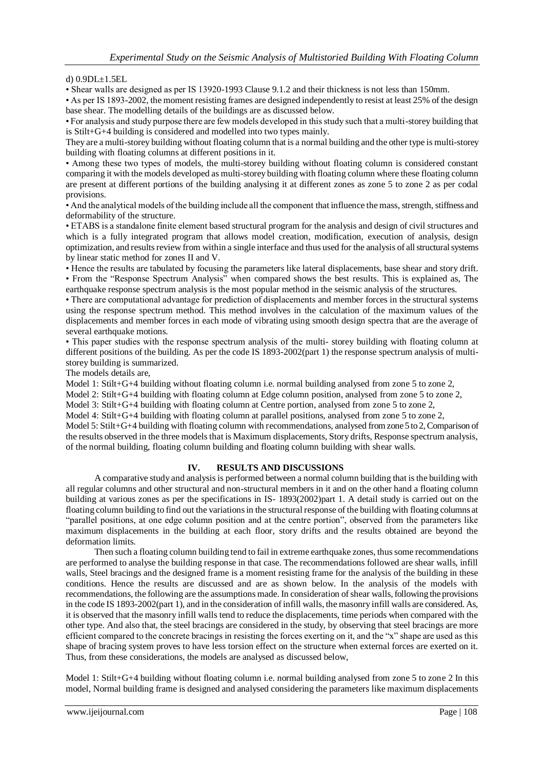d) 0.9DL±1.5EL

- Shear walls are designed as per IS 13920-1993 Clause 9.1.2 and their thickness is not less than 150mm.
- As per IS 1893-2002, the moment resisting frames are designed independently to resist at least 25% of the design base shear. The modelling details of the buildings are as discussed below.
- For analysis and study purpose there are few models developed in this study such that a multi-storey building that is Stilt+G+4 building is considered and modelled into two types mainly.

They are a multi-storey building without floating column that is a normal building and the other type is multi-storey building with floating columns at different positions in it.

- Among these two types of models, the multi-storey building without floating column is considered constant comparing it with the models developed as multi-storey building with floating column where these floating column are present at different portions of the building analysing it at different zones as zone 5 to zone 2 as per codal provisions.
- And the analytical models of the building include all the component that influence the mass, strength, stiffness and deformability of the structure.
- ETABS is a standalone finite element based structural program for the analysis and design of civil structures and which is a fully integrated program that allows model creation, modification, execution of analysis, design optimization, and results review from within a single interface and thus used for the analysis of all structural systems by linear static method for zones II and V.
- Hence the results are tabulated by focusing the parameters like lateral displacements, base shear and story drift.
- From the "Response Spectrum Analysis" when compared shows the best results. This is explained as, The earthquake response spectrum analysis is the most popular method in the seismic analysis of the structures.
- There are computational advantage for prediction of displacements and member forces in the structural systems using the response spectrum method. This method involves in the calculation of the maximum values of the displacements and member forces in each mode of vibrating using smooth design spectra that are the average of several earthquake motions.
- This paper studies with the response spectrum analysis of the multi- storey building with floating column at different positions of the building. As per the code IS 1893-2002(part 1) the response spectrum analysis of multi-storey building is summarized.

The models details are,

Model 1: Stilt+G+4 building without floating column i.e. normal building analysed from zone 5 to zone 2,

Model 2: Stilt+G+4 building with floating column at Edge column position, analysed from zone 5 to zone 2,

Model 3: Stilt+G+4 building with floating column at Centre portion, analysed from zone 5 to zone 2,

Model 4: Stilt+G+4 building with floating column at parallel positions, analysed from zone 5 to zone 2,

Model 5: Stilt+G+4 building with floating column with recommendations, analysed from zone 5 to 2, Comparison of the results observed in the three models that is Maximum displacements, Story drifts, Response spectrum analysis, of the normal building, floating column building and floating column building with shear walls.

## IV. RESULTS AND DISCUSSIONS

A comparative study and analysis is performed between a normal column building that is the building with all regular columns and other structural and non-structural members in it and on the other hand a floating column building at various zones as per the specifications in IS- 1893(2002)part 1. A detail study is carried out on the floating column building to find out the variations in the structural response of the building with floating columns at "parallel positions, at one edge column position and at the centre portion", observed from the parameters like maximum displacements in the building at each floor, story drifts and the results obtained are beyond the deformation limits.

Then such a floating column building tend to fail in extreme earthquake zones, thus some recommendations are performed to analyse the building response in that case. The recommendations followed are shear walls, infill walls, Steel bracings and the designed frame is a moment resisting frame for the analysis of the building in these conditions. Hence the results are discussed and are as shown below. In the analysis of the models with recommendations, the following are the assumptions made. In consideration of shear walls, following the provisions in the code IS 1893-2002(part 1), and in the consideration of infill walls, the masonry infill walls are considered. As, it is observed that the masonry infill walls tend to reduce the displacements, time periods when compared with the other type. And also that, the steel bracings are considered in the study, by observing that steel bracings are more efficient compared to the concrete bracings in resisting the forces exerting on it, and the "x" shape are used as this shape of bracing system proves to have less torsion effect on the structure when external forces are exerted on it. Thus, from these considerations, the models are analysed as discussed below,

Model 1: Stilt+G+4 building without floating column i.e. normal building analysed from zone 5 to zone 2 In this model, Normal building frame is designed and analysed considering the parameters like maximum displacements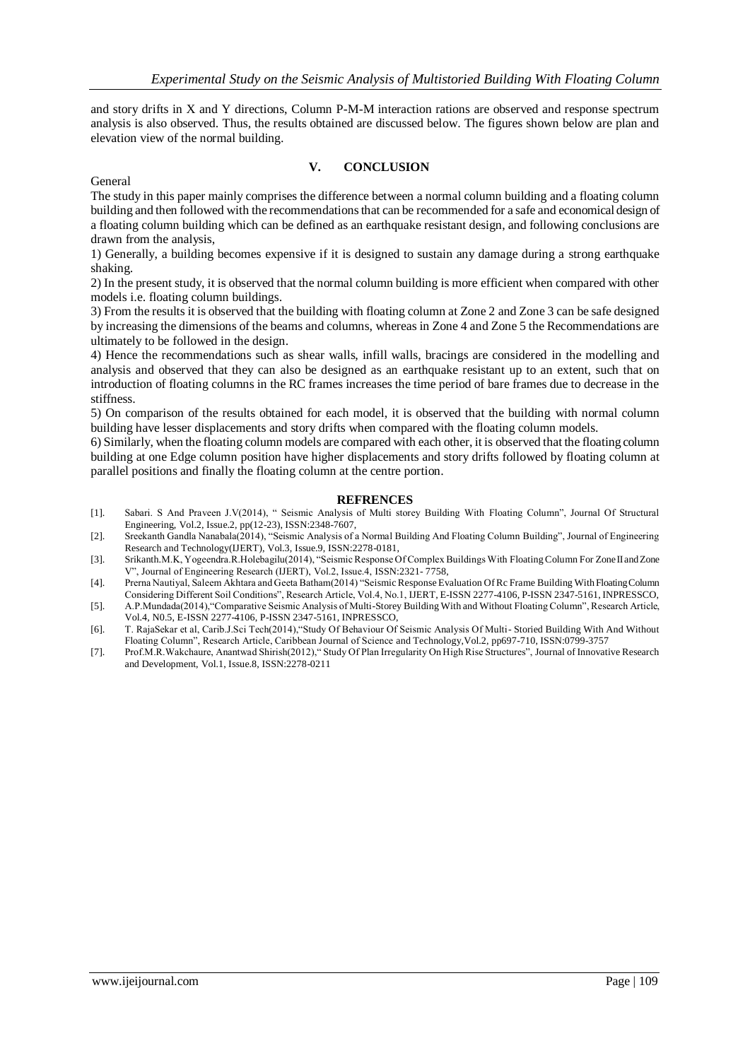and story drifts in X and Y directions, Column P-M-M interaction rations are observed and response spectrum analysis is also observed. Thus, the results obtained are discussed below. The figures shown below are plan and elevation view of the normal building.

## V. CONCLUSION

General

The study in this paper mainly comprises the difference between a normal column building and a floating column building and then followed with the recommendations that can be recommended for a safe and economical design of a floating column building which can be defined as an earthquake resistant design, and following conclusions are drawn from the analysis,

1) Generally, a building becomes expensive if it is designed to sustain any damage during a strong earthquake shaking.

2) In the present study, it is observed that the normal column building is more efficient when compared with other models i.e. floating column buildings.

3) From the results it is observed that the building with floating column at Zone 2 and Zone 3 can be safe designed by increasing the dimensions of the beams and columns, whereas in Zone 4 and Zone 5 the Recommendations are ultimately to be followed in the design.

4) Hence the recommendations such as shear walls, infill walls, bracings are considered in the modelling and analysis and observed that they can also be designed as an earthquake resistant up to an extent, such that on introduction of floating columns in the RC frames increases the time period of bare frames due to decrease in the stiffness.

5) On comparison of the results obtained for each model, it is observed that the building with normal column building have lesser displacements and story drifts when compared with the floating column models.

6) Similarly, when the floating column models are compared with each other, it is observed that the floating column building at one Edge column position have higher displacements and story drifts followed by floating column at parallel positions and finally the floating column at the centre portion.

## REFRENCES

[1]. Sabari. S And Praveen J.V(2014), " Seismic Analysis of Multi storey Building With Floating Column", Journal Of Structural Engineering, Vol.2, Issue.2, pp(12-23), ISSN:2348-7607,

[2]. Sreekanth Gandla Nanabala(2014), "Seismic Analysis of a Normal Building And Floating Column Building", Journal of Engineering Research and Technology(IJERT), Vol.3, Issue.9, ISSN:2278-0181,

[3]. Srikanth.M.K, Yogeendra.R.Holebagilu(2014), "Seismic Response Of Complex Buildings With Floating Column For Zone II and Zone V", Journal of Engineering Research (IJERT), Vol.2, Issue.4, ISSN:2321- 7758,

[4]. Prerna Nautiyal, Saleem Akhtara and Geeta Batham(2014) "Seismic Response Evaluation Of Rc Frame Building With Floating Column Considering Different Soil Conditions", Research Article, Vol.4, No.1, IJERT, E-ISSN 2277-4106, P-ISSN 2347-5161, INPRESSCO,

[5]. A.P.Mundada(2014),"Comparative Seismic Analysis of Multi-Storey Building With and Without Floating Column", Research Article, Vol.4, N0.5, E-ISSN 2277-4106, P-ISSN 2347-5161, INPRESSCO,

[6]. T. RajaSekar et al, Carib.J.Sci Tech(2014),"Study Of Behaviour Of Seismic Analysis Of Multi- Storied Building With And Without Floating Column", Research Article, Caribbean Journal of Science and Technology,Vol.2, pp697-710, ISSN:0799-3757

[7]. Prof.M.R.Wakchaure, Anantwad Shirish(2012)," Study Of Plan Irregularity On High Rise Structures", Journal of Innovative Research and Development, Vol.1, Issue.8, ISSN:2278-0211